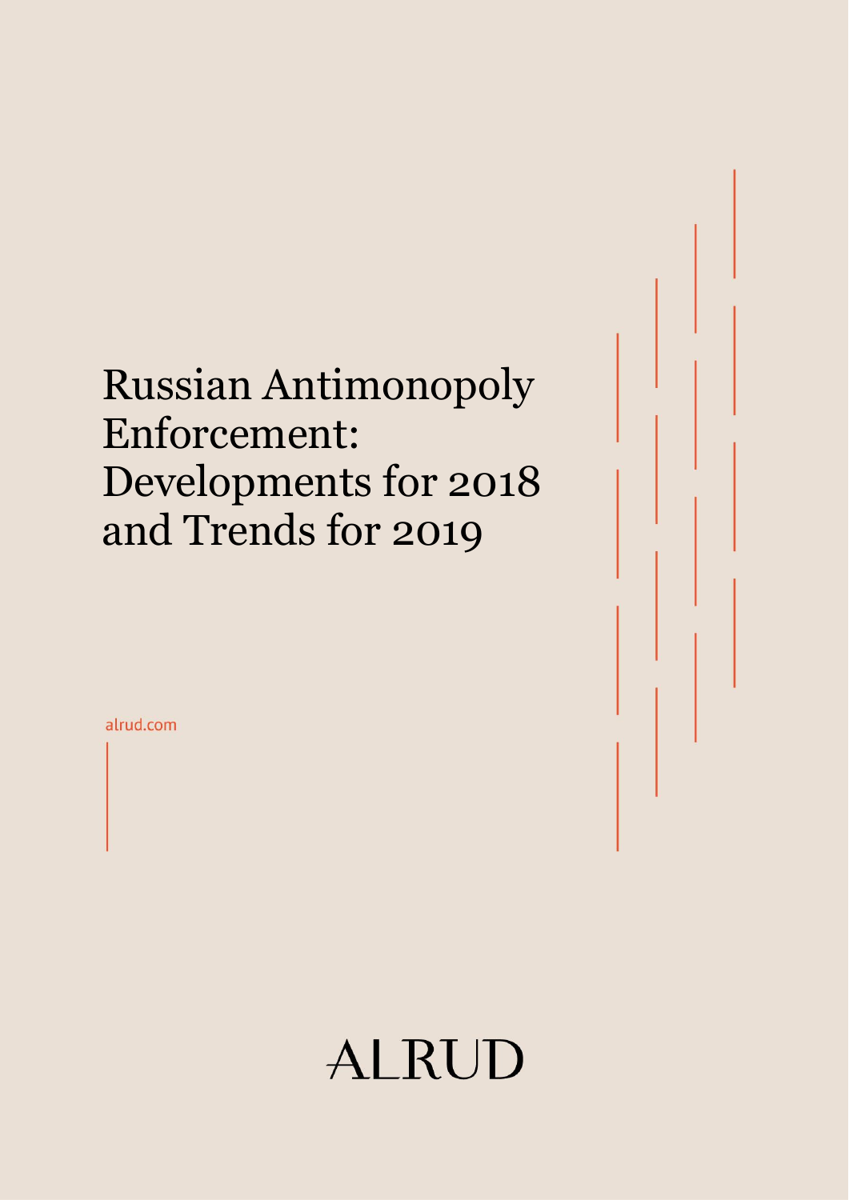# Russian Antimonopoly Enforcement: Developments for 2018 and Trends for 2019

alrud.com

ALRUD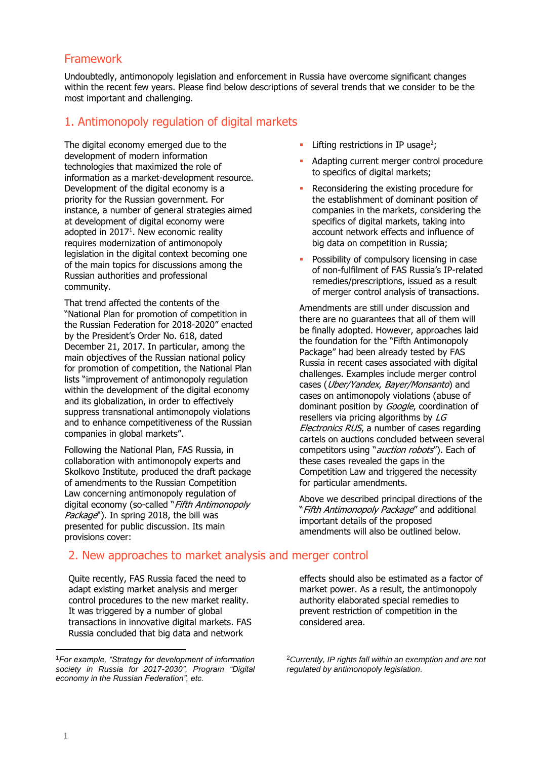## Framework

Undoubtedly, antimonopoly legislation and enforcement in Russia have overcome significant changes within the recent few years. Please find below descriptions of several trends that we consider to be the most important and challenging.

## 1. Antimonopoly regulation of digital markets

The digital economy emerged due to the development of modern information technologies that maximized the role of information as a market-development resource. Development of the digital economy is a priority for the Russian government. For instance, a number of general strategies aimed at development of digital economy were adopted in 2017[1]. New economic reality requires modernization of antimonopoly legislation in the digital context becoming one of the main topics for discussions among the Russian authorities and professional community.

That trend affected the contents of the "National Plan for promotion of competition in the Russian Federation for 2018-2020" enacted by the President's Order No. 618, dated December 21, 2017. In particular, among the main objectives of the Russian national policy for promotion of competition, the National Plan lists "improvement of antimonopoly regulation within the development of the digital economy and its globalization, in order to effectively suppress transnational antimonopoly violations and to enhance competitiveness of the Russian companies in global markets".

Following the National Plan, FAS Russia, in collaboration with antimonopoly experts and Skolkovo Institute, produced the draft package of amendments to the Russian Competition Law concerning antimonopoly regulation of digital economy (so-called "*Fifth Antimonopoly Package*"). In spring 2018, the bill was presented for public discussion. Its main provisions cover:

- Lifting restrictions in IP usage[2];
- Adapting current merger control procedure to specifics of digital markets;
- Reconsidering the existing procedure for the establishment of dominant position of companies in the markets, considering the specifics of digital markets, taking into account network effects and influence of big data on competition in Russia;
- Possibility of compulsory licensing in case of non-fulfilment of FAS Russia's IP-related remedies/prescriptions, issued as a result of merger control analysis of transactions.

Amendments are still under discussion and there are no guarantees that all of them will be finally adopted. However, approaches laid the foundation for the "Fifth Antimonopoly Package" had been already tested by FAS Russia in recent cases associated with digital challenges. Examples include merger control cases (*Uber/Yandex*, *Bayer/Monsanto*) and cases on antimonopoly violations (abuse of dominant position by *Google*, coordination of resellers via pricing algorithms by *LG Electronics RUS*, a number of cases regarding cartels on auctions concluded between several competitors using "*auction robots*"). Each of these cases revealed the gaps in the Competition Law and triggered the necessity for particular amendments.

Above we described principal directions of the "*Fifth Antimonopoly Package*" and additional important details of the proposed amendments will also be outlined below.

## 2. New approaches to market analysis and merger control

Quite recently, FAS Russia faced the need to adapt existing market analysis and merger control procedures to the new market reality. It was triggered by a number of global transactions in innovative digital markets. FAS Russia concluded that big data and network effects should also be estimated as a factor of market power. As a result, the antimonopoly authority elaborated special remedies to prevent restriction of competition in the considered area.

---

[1] *For example, "Strategy for development of information society in Russia for 2017-2030", Program "Digital economy in the Russian Federation", etc.*

[2] *Currently, IP rights fall within an exemption and are not regulated by antimonopoly legislation.*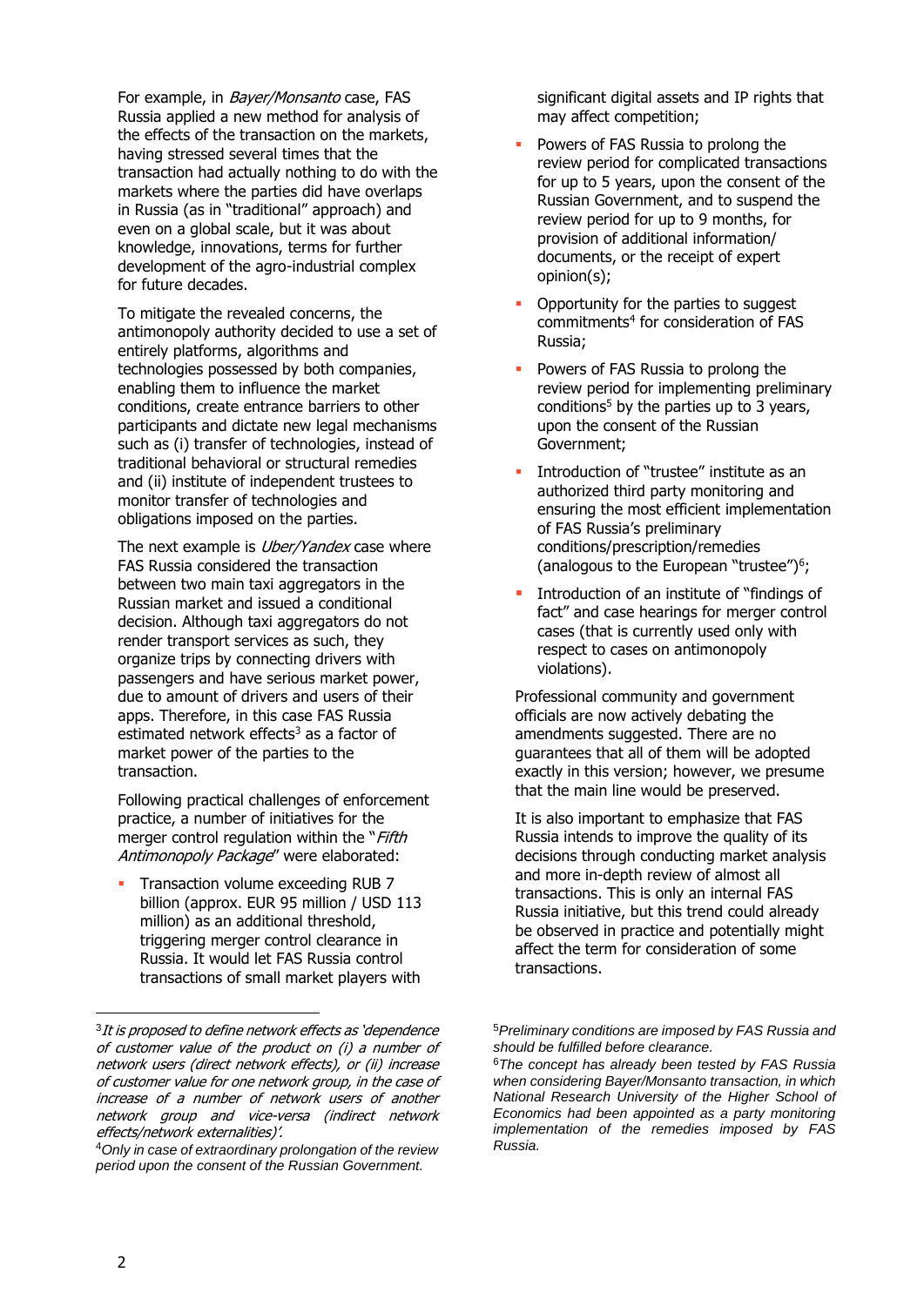For example, in *Bayer/Monsanto* case, FAS Russia applied a new method for analysis of the effects of the transaction on the markets, having stressed several times that the transaction had actually nothing to do with the markets where the parties did have overlaps in Russia (as in "traditional" approach) and even on a global scale, but it was about knowledge, innovations, terms for further development of the agro-industrial complex for future decades.

To mitigate the revealed concerns, the antimonopoly authority decided to use a set of entirely platforms, algorithms and technologies possessed by both companies, enabling them to influence the market conditions, create entrance barriers to other participants and dictate new legal mechanisms such as (i) transfer of technologies, instead of traditional behavioral or structural remedies and (ii) institute of independent trustees to monitor transfer of technologies and obligations imposed on the parties.

The next example is *Uber/Yandex* case where FAS Russia considered the transaction between two main taxi aggregators in the Russian market and issued a conditional decision. Although taxi aggregators do not render transport services as such, they organize trips by connecting drivers with passengers and have serious market power, due to amount of drivers and users of their apps. Therefore, in this case FAS Russia estimated network effects[3] as a factor of market power of the parties to the transaction.

Following practical challenges of enforcement practice, a number of initiatives for the merger control regulation within the "*Fifth Antimonopoly Package*" were elaborated:

- Transaction volume exceeding RUB 7 billion (approx. EUR 95 million / USD 113 million) as an additional threshold, triggering merger control clearance in Russia. It would let FAS Russia control transactions of small market players with significant digital assets and IP rights that may affect competition;
- Powers of FAS Russia to prolong the review period for complicated transactions for up to 5 years, upon the consent of the Russian Government, and to suspend the review period for up to 9 months, for provision of additional information/ documents, or the receipt of expert opinion(s);
- Opportunity for the parties to suggest commitments[4] for consideration of FAS Russia;
- Powers of FAS Russia to prolong the review period for implementing preliminary conditions[5] by the parties up to 3 years, upon the consent of the Russian Government;
- Introduction of "trustee" institute as an authorized third party monitoring and ensuring the most efficient implementation of FAS Russia's preliminary conditions/prescription/remedies (analogous to the European "trustee")[6];
- Introduction of an institute of "findings of fact" and case hearings for merger control cases (that is currently used only with respect to cases on antimonopoly violations).

Professional community and government officials are now actively debating the amendments suggested. There are no guarantees that all of them will be adopted exactly in this version; however, we presume that the main line would be preserved.

It is also important to emphasize that FAS Russia intends to improve the quality of its decisions through conducting market analysis and more in-depth review of almost all transactions. This is only an internal FAS Russia initiative, but this trend could already be observed in practice and potentially might affect the term for consideration of some transactions.

---

[3] *It is proposed to define network effects as 'dependence of customer value of the product on (i) a number of network users (direct network effects), or (ii) increase of customer value for one network group, in the case of increase of a number of network users of another network group and vice-versa (indirect network effects/network externalities)'.*

[4] *Only in case of extraordinary prolongation of the review period upon the consent of the Russian Government.*

[5] *Preliminary conditions are imposed by FAS Russia and should be fulfilled before clearance.*

[6] *The concept has already been tested by FAS Russia when considering Bayer/Monsanto transaction, in which National Research University of the Higher School of Economics had been appointed as a party monitoring implementation of the remedies imposed by FAS Russia.*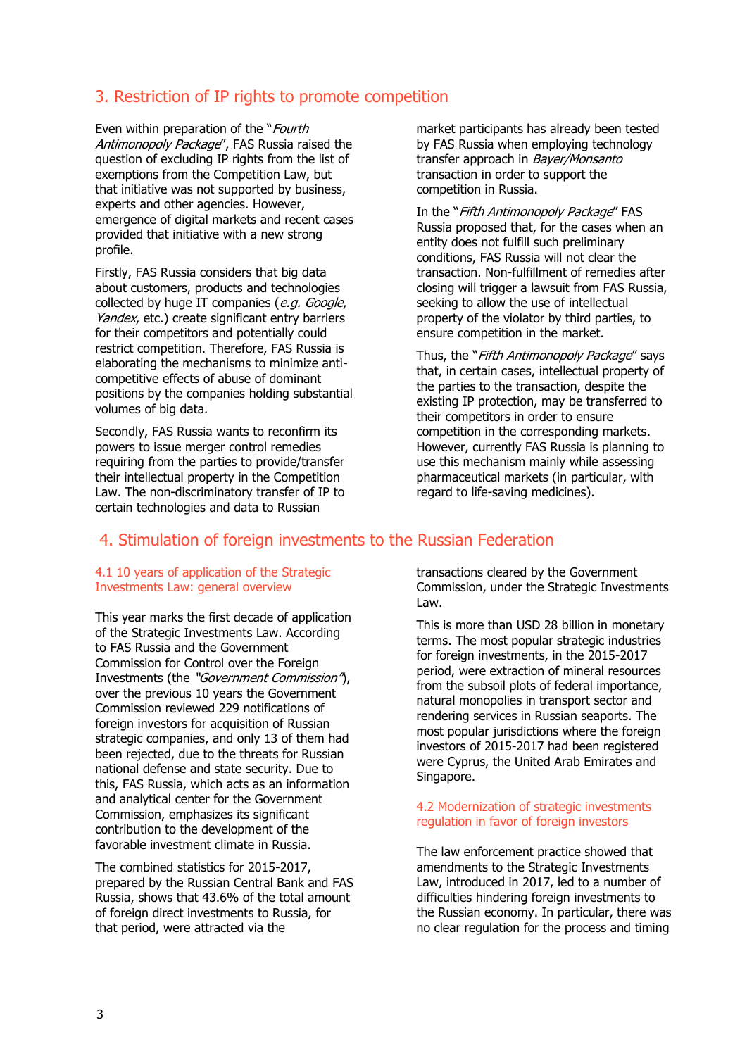## 3. Restriction of IP rights to promote competition

Even within preparation of the "*Fourth Antimonopoly Package*", FAS Russia raised the question of excluding IP rights from the list of exemptions from the Competition Law, but that initiative was not supported by business, experts and other agencies. However, emergence of digital markets and recent cases provided that initiative with a new strong profile.

Firstly, FAS Russia considers that big data about customers, products and technologies collected by huge IT companies (*e.g. Google*, *Yandex*, etc.) create significant entry barriers for their competitors and potentially could restrict competition. Therefore, FAS Russia is elaborating the mechanisms to minimize anti-competitive effects of abuse of dominant positions by the companies holding substantial volumes of big data.

Secondly, FAS Russia wants to reconfirm its powers to issue merger control remedies requiring from the parties to provide/transfer their intellectual property in the Competition Law. The non-discriminatory transfer of IP to certain technologies and data to Russian market participants has already been tested by FAS Russia when employing technology transfer approach in *Bayer/Monsanto* transaction in order to support the competition in Russia.

In the "*Fifth Antimonopoly Package*" FAS Russia proposed that, for the cases when an entity does not fulfill such preliminary conditions, FAS Russia will not clear the transaction. Non-fulfillment of remedies after closing will trigger a lawsuit from FAS Russia, seeking to allow the use of intellectual property of the violator by third parties, to ensure competition in the market.

Thus, the "*Fifth Antimonopoly Package*" says that, in certain cases, intellectual property of the parties to the transaction, despite the existing IP protection, may be transferred to their competitors in order to ensure competition in the corresponding markets. However, currently FAS Russia is planning to use this mechanism mainly while assessing pharmaceutical markets (in particular, with regard to life-saving medicines).

## 4. Stimulation of foreign investments to the Russian Federation

### 4.1 10 years of application of the Strategic Investments Law: general overview

This year marks the first decade of application of the Strategic Investments Law. According to FAS Russia and the Government Commission for Control over the Foreign Investments (the *"Government Commission"*), over the previous 10 years the Government Commission reviewed 229 notifications of foreign investors for acquisition of Russian strategic companies, and only 13 of them had been rejected, due to the threats for Russian national defense and state security. Due to this, FAS Russia, which acts as an information and analytical center for the Government Commission, emphasizes its significant contribution to the development of the favorable investment climate in Russia.

The combined statistics for 2015-2017, prepared by the Russian Central Bank and FAS Russia, shows that 43.6% of the total amount of foreign direct investments to Russia, for that period, were attracted via the transactions cleared by the Government Commission, under the Strategic Investments Law.

This is more than USD 28 billion in monetary terms. The most popular strategic industries for foreign investments, in the 2015-2017 period, were extraction of mineral resources from the subsoil plots of federal importance, natural monopolies in transport sector and rendering services in Russian seaports. The most popular jurisdictions where the foreign investors of 2015-2017 had been registered were Cyprus, the United Arab Emirates and Singapore.

### 4.2 Modernization of strategic investments regulation in favor of foreign investors

The law enforcement practice showed that amendments to the Strategic Investments Law, introduced in 2017, led to a number of difficulties hindering foreign investments to the Russian economy. In particular, there was no clear regulation for the process and timing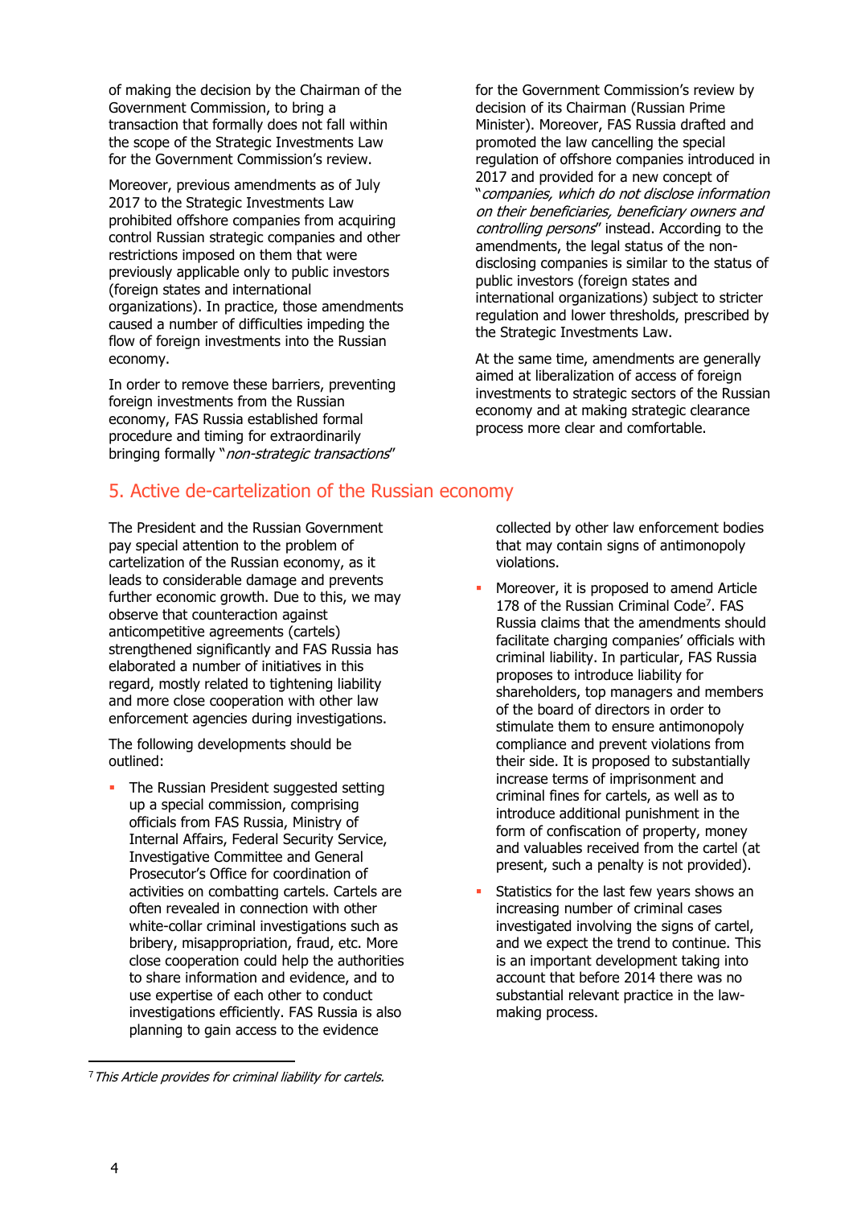of making the decision by the Chairman of the Government Commission, to bring a transaction that formally does not fall within the scope of the Strategic Investments Law for the Government Commission's review.

Moreover, previous amendments as of July 2017 to the Strategic Investments Law prohibited offshore companies from acquiring control Russian strategic companies and other restrictions imposed on them that were previously applicable only to public investors (foreign states and international organizations). In practice, those amendments caused a number of difficulties impeding the flow of foreign investments into the Russian economy.

In order to remove these barriers, preventing foreign investments from the Russian economy, FAS Russia established formal procedure and timing for extraordinarily bringing formally "*non-strategic transactions*" for the Government Commission's review by decision of its Chairman (Russian Prime Minister). Moreover, FAS Russia drafted and promoted the law cancelling the special regulation of offshore companies introduced in 2017 and provided for a new concept of "*companies, which do not disclose information on their beneficiaries, beneficiary owners and controlling persons*" instead. According to the amendments, the legal status of the non-disclosing companies is similar to the status of public investors (foreign states and international organizations) subject to stricter regulation and lower thresholds, prescribed by the Strategic Investments Law.

At the same time, amendments are generally aimed at liberalization of access of foreign investments to strategic sectors of the Russian economy and at making strategic clearance process more clear and comfortable.

## 5. Active de-cartelization of the Russian economy

The President and the Russian Government pay special attention to the problem of cartelization of the Russian economy, as it leads to considerable damage and prevents further economic growth. Due to this, we may observe that counteraction against anticompetitive agreements (cartels) strengthened significantly and FAS Russia has elaborated a number of initiatives in this regard, mostly related to tightening liability and more close cooperation with other law enforcement agencies during investigations.

The following developments should be outlined:

- The Russian President suggested setting up a special commission, comprising officials from FAS Russia, Ministry of Internal Affairs, Federal Security Service, Investigative Committee and General Prosecutor's Office for coordination of activities on combatting cartels. Cartels are often revealed in connection with other white-collar criminal investigations such as bribery, misappropriation, fraud, etc. More close cooperation could help the authorities to share information and evidence, and to use expertise of each other to conduct investigations efficiently. FAS Russia is also planning to gain access to the evidence collected by other law enforcement bodies that may contain signs of antimonopoly violations.
- Moreover, it is proposed to amend Article 178 of the Russian Criminal Code[7]. FAS Russia claims that the amendments should facilitate charging companies' officials with criminal liability. In particular, FAS Russia proposes to introduce liability for shareholders, top managers and members of the board of directors in order to stimulate them to ensure antimonopoly compliance and prevent violations from their side. It is proposed to substantially increase terms of imprisonment and criminal fines for cartels, as well as to introduce additional punishment in the form of confiscation of property, money and valuables received from the cartel (at present, such a penalty is not provided).
- Statistics for the last few years shows an increasing number of criminal cases investigated involving the signs of cartel, and we expect the trend to continue. This is an important development taking into account that before 2014 there was no substantial relevant practice in the law-making process.

[7] *This Article provides for criminal liability for cartels.*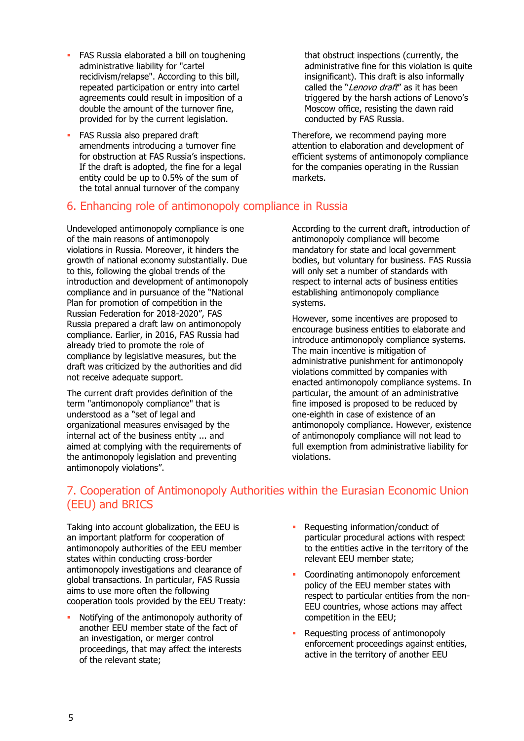- FAS Russia elaborated a bill on toughening administrative liability for "cartel recidivism/relapse". According to this bill, repeated participation or entry into cartel agreements could result in imposition of a double the amount of the turnover fine, provided for by the current legislation.
- FAS Russia also prepared draft amendments introducing a turnover fine for obstruction at FAS Russia's inspections. If the draft is adopted, the fine for a legal entity could be up to 0.5% of the sum of the total annual turnover of the company that obstruct inspections (currently, the administrative fine for this violation is quite insignificant). This draft is also informally called the "*Lenovo draft*" as it has been triggered by the harsh actions of Lenovo's Moscow office, resisting the dawn raid conducted by FAS Russia.

Therefore, we recommend paying more attention to elaboration and development of efficient systems of antimonopoly compliance for the companies operating in the Russian markets.

## 6. Enhancing role of antimonopoly compliance in Russia

Undeveloped antimonopoly compliance is one of the main reasons of antimonopoly violations in Russia. Moreover, it hinders the growth of national economy substantially. Due to this, following the global trends of the introduction and development of antimonopoly compliance and in pursuance of the "National Plan for promotion of competition in the Russian Federation for 2018-2020", FAS Russia prepared a draft law on antimonopoly compliance. Earlier, in 2016, FAS Russia had already tried to promote the role of compliance by legislative measures, but the draft was criticized by the authorities and did not receive adequate support.

The current draft provides definition of the term "antimonopoly compliance" that is understood as a "set of legal and organizational measures envisaged by the internal act of the business entity ... and aimed at complying with the requirements of the antimonopoly legislation and preventing antimonopoly violations".

According to the current draft, introduction of antimonopoly compliance will become mandatory for state and local government bodies, but voluntary for business. FAS Russia will only set a number of standards with respect to internal acts of business entities establishing antimonopoly compliance systems.

However, some incentives are proposed to encourage business entities to elaborate and introduce antimonopoly compliance systems. The main incentive is mitigation of administrative punishment for antimonopoly violations committed by companies with enacted antimonopoly compliance systems. In particular, the amount of an administrative fine imposed is proposed to be reduced by one-eighth in case of existence of an antimonopoly compliance. However, existence of antimonopoly compliance will not lead to full exemption from administrative liability for violations.

## 7. Cooperation of Antimonopoly Authorities within the Eurasian Economic Union (EEU) and BRICS

Taking into account globalization, the EEU is an important platform for cooperation of antimonopoly authorities of the EEU member states within conducting cross-border antimonopoly investigations and clearance of global transactions. In particular, FAS Russia aims to use more often the following cooperation tools provided by the EEU Treaty:

- Notifying of the antimonopoly authority of another EEU member state of the fact of an investigation, or merger control proceedings, that may affect the interests of the relevant state;
- Requesting information/conduct of particular procedural actions with respect to the entities active in the territory of the relevant EEU member state;
- Coordinating antimonopoly enforcement policy of the EEU member states with respect to particular entities from the non-EEU countries, whose actions may affect competition in the EEU;
- Requesting process of antimonopoly enforcement proceedings against entities, active in the territory of another EEU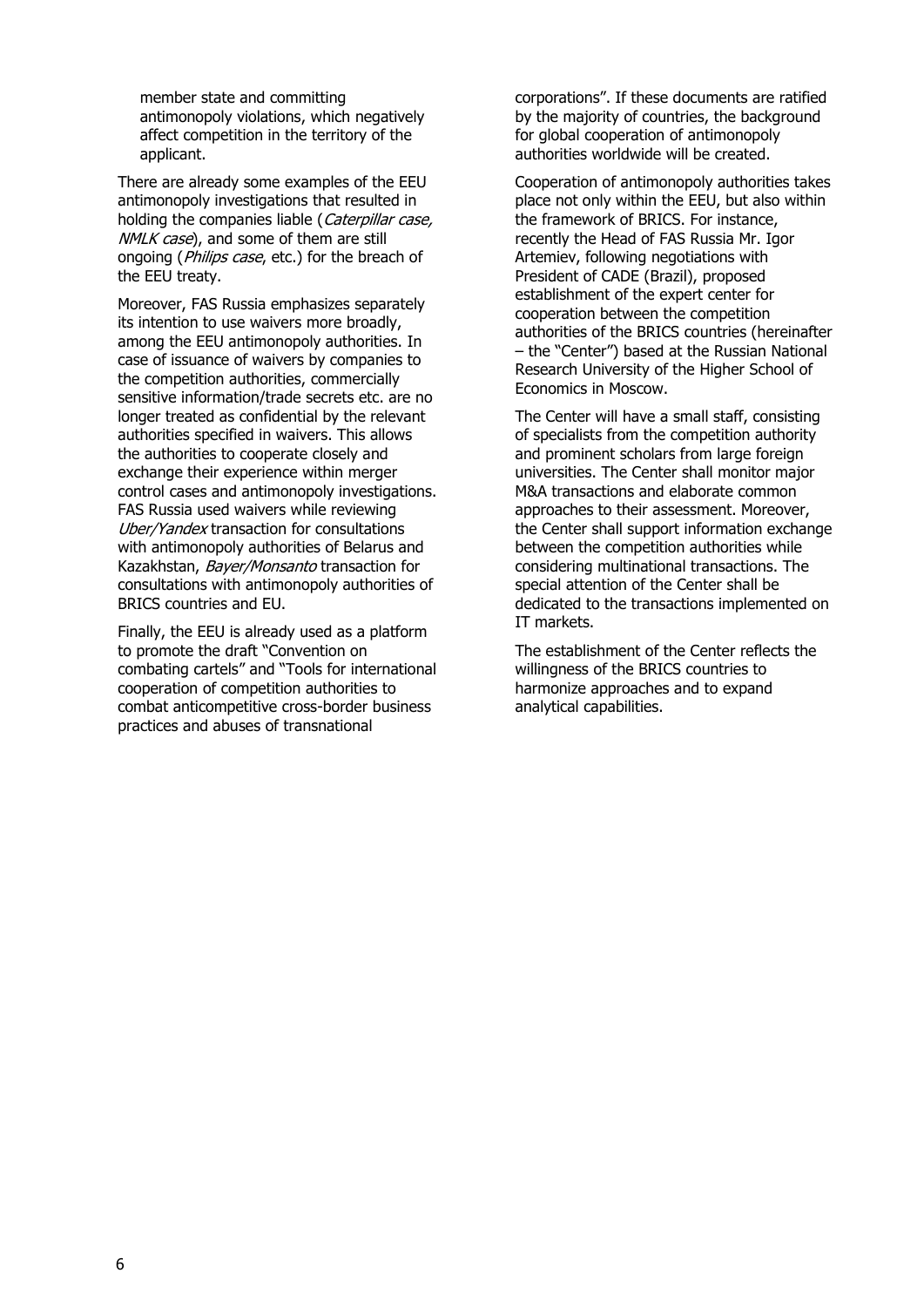member state and committing antimonopoly violations, which negatively affect competition in the territory of the applicant.

There are already some examples of the EEU antimonopoly investigations that resulted in holding the companies liable (*Caterpillar case, NMLK case*), and some of them are still ongoing (*Philips case*, etc.) for the breach of the EEU treaty.

Moreover, FAS Russia emphasizes separately its intention to use waivers more broadly, among the EEU antimonopoly authorities. In case of issuance of waivers by companies to the competition authorities, commercially sensitive information/trade secrets etc. are no longer treated as confidential by the relevant authorities specified in waivers. This allows the authorities to cooperate closely and exchange their experience within merger control cases and antimonopoly investigations. FAS Russia used waivers while reviewing *Uber/Yandex* transaction for consultations with antimonopoly authorities of Belarus and Kazakhstan, *Bayer/Monsanto* transaction for consultations with antimonopoly authorities of BRICS countries and EU.

Finally, the EEU is already used as a platform to promote the draft "Convention on combating cartels" and "Tools for international cooperation of competition authorities to combat anticompetitive cross-border business practices and abuses of transnational corporations". If these documents are ratified by the majority of countries, the background for global cooperation of antimonopoly authorities worldwide will be created.

Cooperation of antimonopoly authorities takes place not only within the EEU, but also within the framework of BRICS. For instance, recently the Head of FAS Russia Mr. Igor Artemiev, following negotiations with President of CADE (Brazil), proposed establishment of the expert center for cooperation between the competition authorities of the BRICS countries (hereinafter – the "Center") based at the Russian National Research University of the Higher School of Economics in Moscow.

The Center will have a small staff, consisting of specialists from the competition authority and prominent scholars from large foreign universities. The Center shall monitor major M&A transactions and elaborate common approaches to their assessment. Moreover, the Center shall support information exchange between the competition authorities while considering multinational transactions. The special attention of the Center shall be dedicated to the transactions implemented on IT markets.

The establishment of the Center reflects the willingness of the BRICS countries to harmonize approaches and to expand analytical capabilities.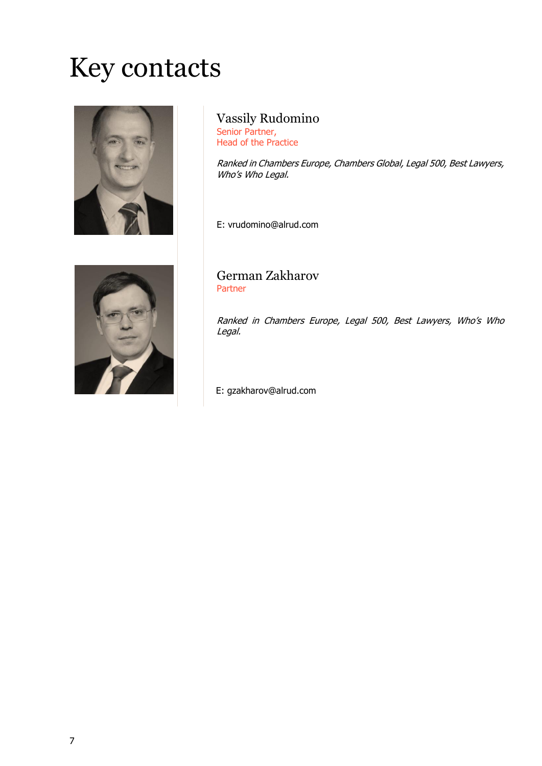# Key contacts

## Vassily Rudomino

Senior Partner,
Head of the Practice

*Ranked in Chambers Europe, Chambers Global, Legal 500, Best Lawyers, Who's Who Legal.*

E: vrudomino@alrud.com

## German Zakharov

Partner

*Ranked in Chambers Europe, Legal 500, Best Lawyers, Who's Who Legal.*

E: gzakharov@alrud.com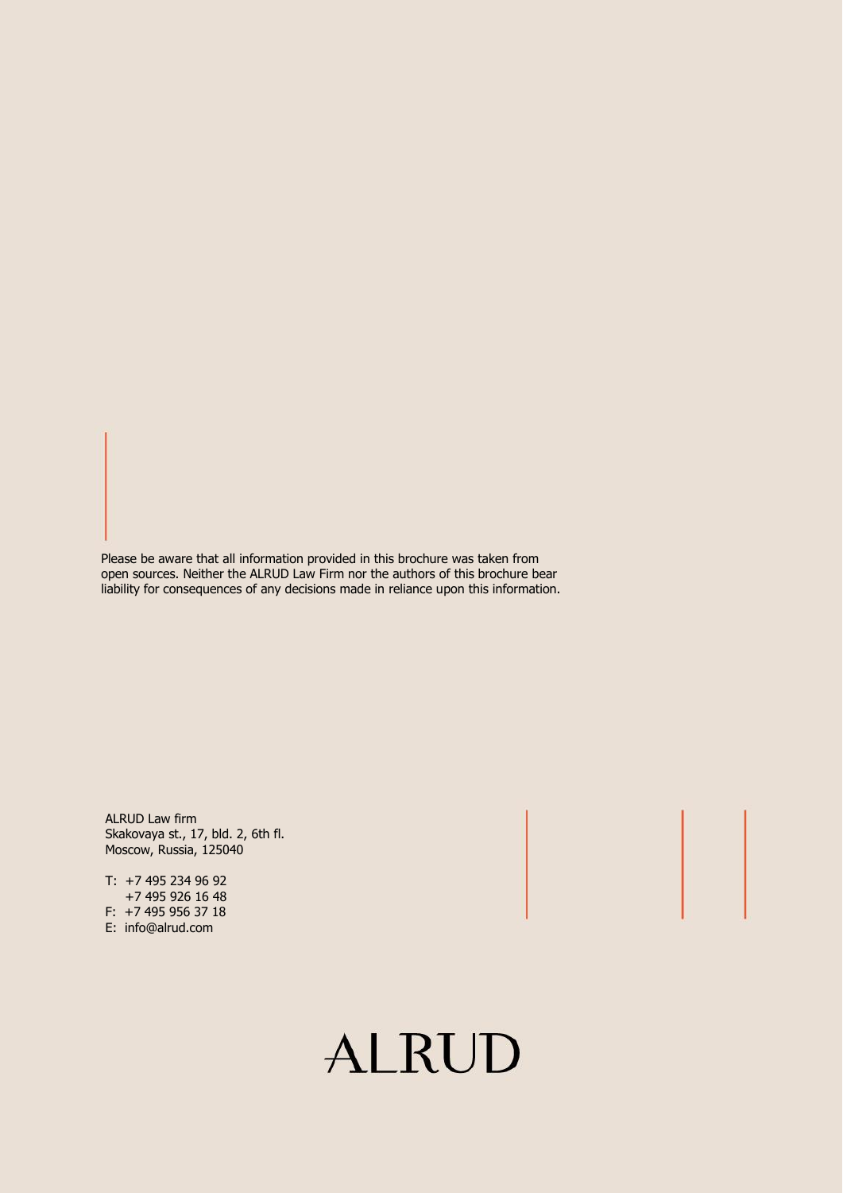Please be aware that all information provided in this brochure was taken from open sources. Neither the ALRUD Law Firm nor the authors of this brochure bear liability for consequences of any decisions made in reliance upon this information.

ALRUD Law firm
Skakovaya st., 17, bld. 2, 6th fl.
Moscow, Russia, 125040

T: +7 495 234 96 92
+7 495 926 16 48
F: +7 495 956 37 18
E: info@alrud.com

ALRUD